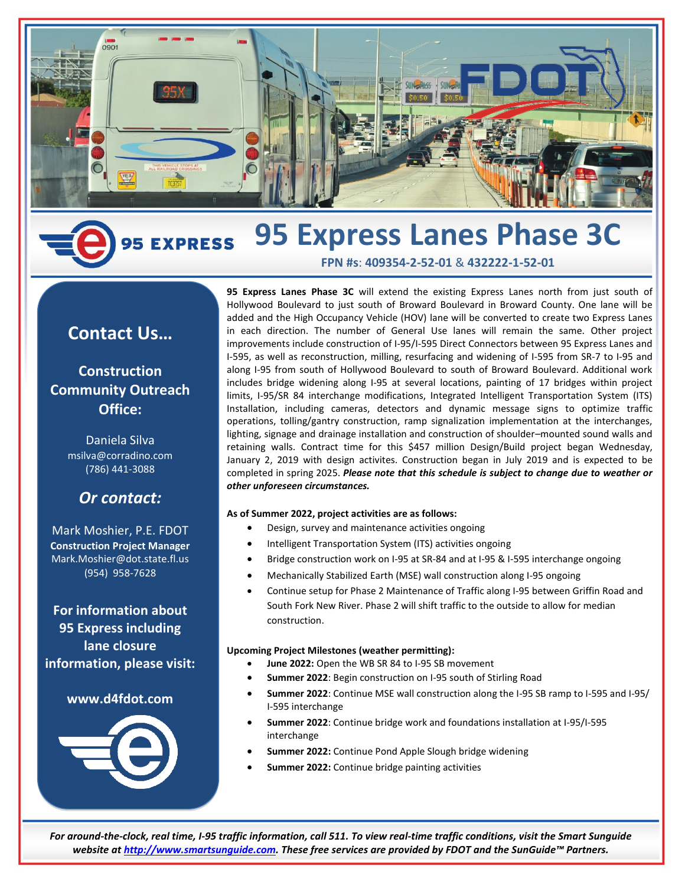# 95 Express Lanes Phase 3C

**FPN #s: 409354-2-52-01 & 432222-1-52-01**

**95 Express Lanes Phase 3C** will extend the existing Express Lanes north from just south of Hollywood Boulevard to just south of Broward Boulevard in Broward County. One lane will be added and the High Occupancy Vehicle (HOV) lane will be converted to create two Express Lanes in each direction. The number of General Use lanes will remain the same. Other project improvements include construction of I-95/I-595 Direct Connectors between 95 Express Lanes and I-595, as well as reconstruction, milling, resurfacing and widening of I-595 from SR-7 to I-95 and along I-95 from south of Hollywood Boulevard to south of Broward Boulevard. Additional work includes bridge widening along I-95 at several locations, painting of 17 bridges within project limits, I-95/SR 84 interchange modifications, Integrated Intelligent Transportation System (ITS) Installation, including cameras, detectors and dynamic message signs to optimize traffic operations, tolling/gantry construction, ramp signalization implementation at the interchanges, lighting, signage and drainage installation and construction of shoulder–mounted sound walls and retaining walls. Contract time for this $457 million Design/Build project began Wednesday, January 2, 2019 with design activites. Construction began in July 2019 and is expected to be completed in spring 2025. ***Please note that this schedule is subject to change due to weather or other unforeseen circumstances.***

**As of Summer 2022, project activities are as follows:**

- Design, survey and maintenance activities ongoing
- Intelligent Transportation System (ITS) activities ongoing
- Bridge construction work on I-95 at SR-84 and at I-95 & I-595 interchange ongoing
- Mechanically Stabilized Earth (MSE) wall construction along I-95 ongoing
- Continue setup for Phase 2 Maintenance of Traffic along I-95 between Griffin Road and South Fork New River. Phase 2 will shift traffic to the outside to allow for median construction.

**Upcoming Project Milestones (weather permitting):**

- **June 2022:** Open the WB SR 84 to I-95 SB movement
- **Summer 2022**: Begin construction on I-95 south of Stirling Road
- **Summer 2022**: Continue MSE wall construction along the I-95 SB ramp to I-595 and I-95/ I-595 interchange
- **Summer 2022**: Continue bridge work and foundations installation at I-95/I-595 interchange
- **Summer 2022:** Continue Pond Apple Slough bridge widening
- **Summer 2022:** Continue bridge painting activities

## Contact Us…

**Construction Community Outreach Office:**

Daniela Silva
msilva@corradino.com
(786) 441-3088

***Or contact:***

Mark Moshier, P.E. FDOT
**Construction Project Manager**
Mark.Moshier@dot.state.fl.us
(954) 958-7628

**For information about 95 Express including lane closure information, please visit:**

**www.d4fdot.com**

*For around-the-clock, real time, I-95 traffic information, call 511. To view real-time traffic conditions, visit the Smart Sunguide website at http://www.smartsunguide.com. These free services are provided by FDOT and the SunGuide™ Partners.*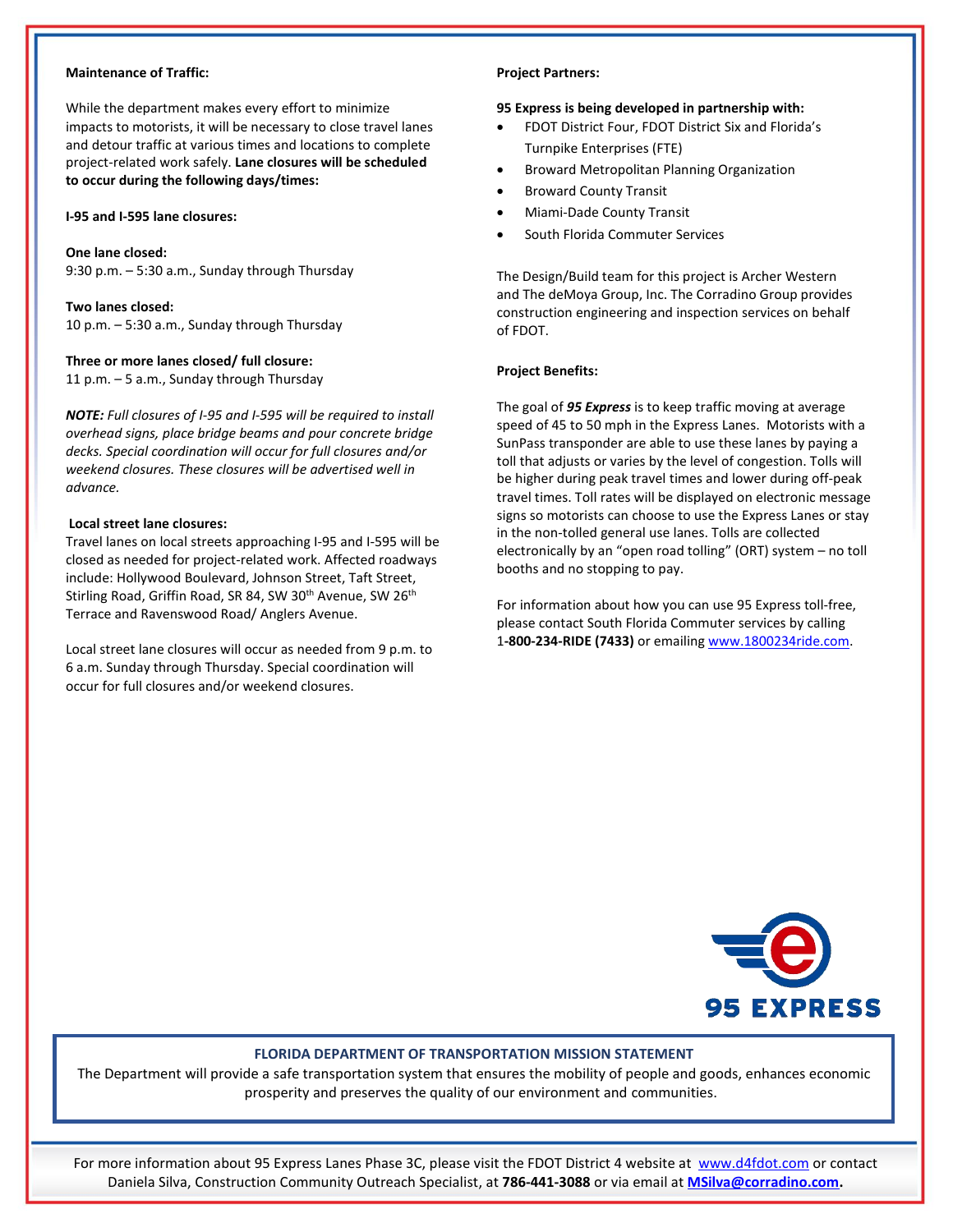**Maintenance of Traffic:**

While the department makes every effort to minimize impacts to motorists, it will be necessary to close travel lanes and detour traffic at various times and locations to complete project-related work safely. **Lane closures will be scheduled to occur during the following days/times:**

**I-95 and I-595 lane closures:**

**One lane closed:**
9:30 p.m. – 5:30 a.m., Sunday through Thursday

**Two lanes closed:**
10 p.m. – 5:30 a.m., Sunday through Thursday

**Three or more lanes closed/ full closure:**
11 p.m. – 5 a.m., Sunday through Thursday

***NOTE:*** *Full closures of I-95 and I-595 will be required to install overhead signs, place bridge beams and pour concrete bridge decks. Special coordination will occur for full closures and/or weekend closures. These closures will be advertised well in advance.*

**Local street lane closures:**
Travel lanes on local streets approaching I-95 and I-595 will be closed as needed for project-related work. Affected roadways include: Hollywood Boulevard, Johnson Street, Taft Street, Stirling Road, Griffin Road, SR 84, SW 30th Avenue, SW 26th Terrace and Ravenswood Road/ Anglers Avenue.

Local street lane closures will occur as needed from 9 p.m. to 6 a.m. Sunday through Thursday. Special coordination will occur for full closures and/or weekend closures.

**Project Partners:**

**95 Express is being developed in partnership with:**

- FDOT District Four, FDOT District Six and Florida's Turnpike Enterprises (FTE)
- Broward Metropolitan Planning Organization
- Broward County Transit
- Miami-Dade County Transit
- South Florida Commuter Services

The Design/Build team for this project is Archer Western and The deMoya Group, Inc. The Corradino Group provides construction engineering and inspection services on behalf of FDOT.

**Project Benefits:**

The goal of ***95 Express*** is to keep traffic moving at average speed of 45 to 50 mph in the Express Lanes. Motorists with a SunPass transponder are able to use these lanes by paying a toll that adjusts or varies by the level of congestion. Tolls will be higher during peak travel times and lower during off-peak travel times. Toll rates will be displayed on electronic message signs so motorists can choose to use the Express Lanes or stay in the non-tolled general use lanes. Tolls are collected electronically by an "open road tolling" (ORT) system – no toll booths and no stopping to pay.

For information about how you can use 95 Express toll-free, please contact South Florida Commuter services by calling 1-**800-234-RIDE (7433)** or emailing www.1800234ride.com.

95 EXPRESS

**FLORIDA DEPARTMENT OF TRANSPORTATION MISSION STATEMENT**

The Department will provide a safe transportation system that ensures the mobility of people and goods, enhances economic prosperity and preserves the quality of our environment and communities.

For more information about 95 Express Lanes Phase 3C, please visit the FDOT District 4 website at www.d4fdot.com or contact Daniela Silva, Construction Community Outreach Specialist, at **786-441-3088** or via email at **MSilva@corradino.com.**